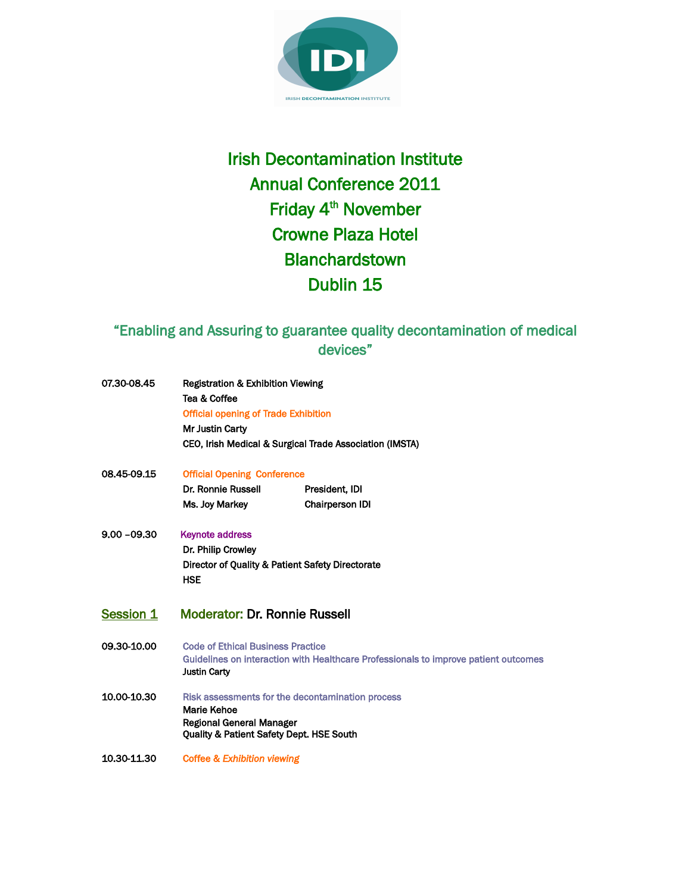# Irish Decontamination Institute

## Annual Conference 2011

## Friday 4th November

## Crowne Plaza Hotel

## Blanchardstown

## Dublin 15

### "Enabling and Assuring to guarantee quality decontamination of medical devices"

**07.30-08.45** Registration & Exhibition Viewing
Tea & Coffee
Official opening of Trade Exhibition
Mr Justin Carty
CEO, Irish Medical & Surgical Trade Association (IMSTA)

**08.45-09.15** Official Opening Conference
Dr. Ronnie Russell — President, IDI
Ms. Joy Markey — Chairperson IDI

**9.00 –09.30** Keynote address
Dr. Philip Crowley
Director of Quality & Patient Safety Directorate
HSE

## Session 1 — Moderator: Dr. Ronnie Russell

**09.30-10.00** Code of Ethical Business Practice
Guidelines on interaction with Healthcare Professionals to improve patient outcomes
Justin Carty

**10.00-10.30** Risk assessments for the decontamination process
Marie Kehoe
Regional General Manager
Quality & Patient Safety Dept. HSE South

**10.30-11.30** Coffee & *Exhibition viewing*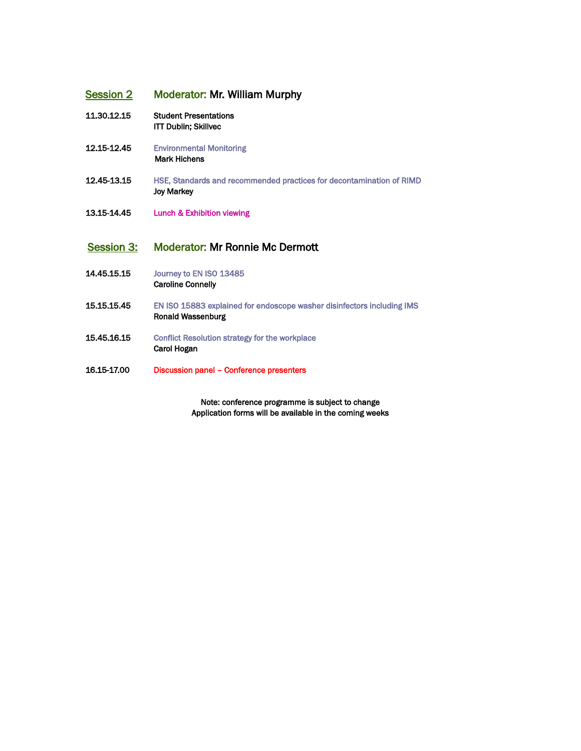## Session 2 — Moderator: Mr. William Murphy

**11.30.12.15** Student Presentations
ITT Dublin; Skillvec

**12.15-12.45** Environmental Monitoring
Mark Hichens

**12.45-13.15** HSE, Standards and recommended practices for decontamination of RIMD
Joy Markey

**13.15-14.45** Lunch & Exhibition viewing

## Session 3: — Moderator: Mr Ronnie Mc Dermott

**14.45.15.15** Journey to EN ISO 13485
Caroline Connelly

**15.15.15.45** EN ISO 15883 explained for endoscope washer disinfectors including IMS
Ronald Wassenburg

**15.45.16.15** Conflict Resolution strategy for the workplace
Carol Hogan

**16.15-17.00** Discussion panel – Conference presenters

Note: conference programme is subject to change
Application forms will be available in the coming weeks